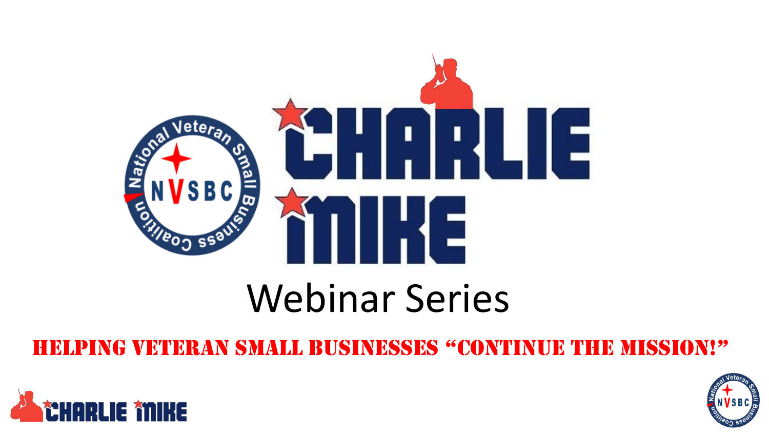# CHARLIE MIKE

## Webinar Series

**HELPING VETERAN SMALL BUSINESSES "CONTINUE THE MISSION!"**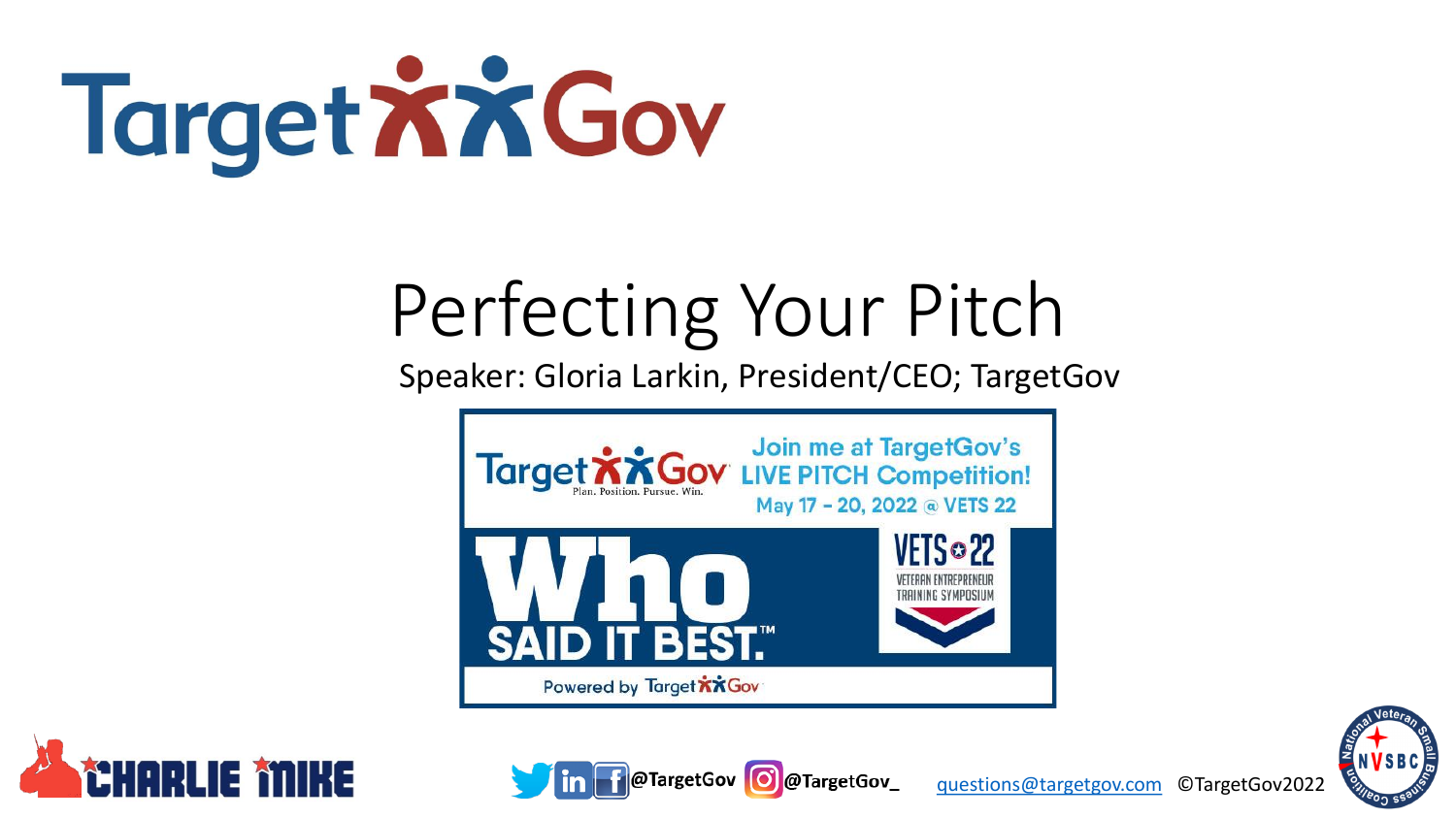# TargetGov

# Perfecting Your Pitch

Speaker: Gloria Larkin, President/CEO; TargetGov

TargetGov — Plan. Position. Pursue. Win.

Join me at TargetGov's LIVE PITCH Competition!

May 17 - 20, 2022 @ VETS 22

**Who SAID IT BEST.™**

VETS 22 — VETERAN ENTREPRENEUR TRAINING SYMPOSIUM

Powered by TargetGov

CHARLIE MIKE

@TargetGov @TargetGov_

questions@targetgov.com ©TargetGov2022

National Veteran Small Business Coalition — NVSBC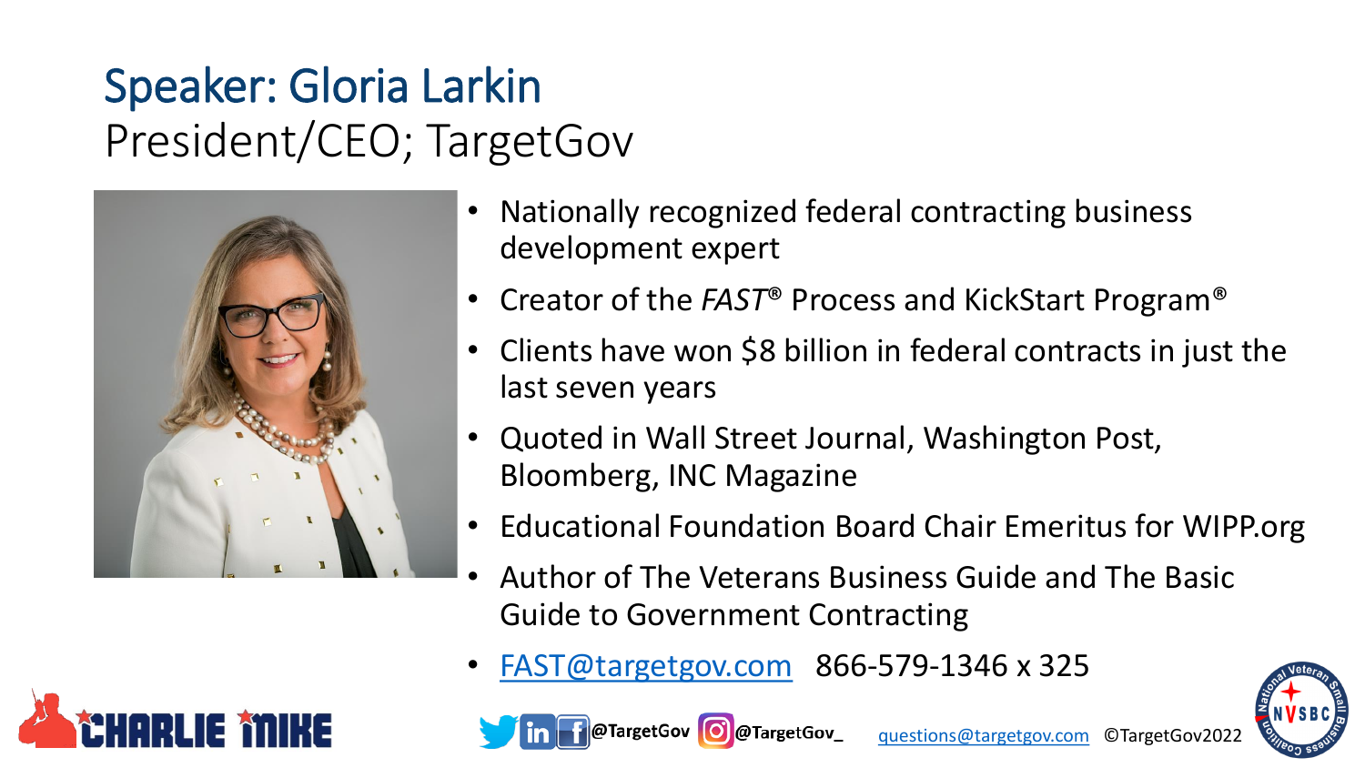# Speaker: Gloria Larkin
President/CEO; TargetGov

- Nationally recognized federal contracting business development expert
- Creator of the *FAST*® Process and KickStart Program®
- Clients have won $8 billion in federal contracts in just the last seven years
- Quoted in Wall Street Journal, Washington Post, Bloomberg, INC Magazine
- Educational Foundation Board Chair Emeritus for WIPP.org
- Author of The Veterans Business Guide and The Basic Guide to Government Contracting
- [FAST@targetgov.com](mailto:FAST@targetgov.com) 866-579-1346 x 325

@TargetGov @TargetGov_ [questions@targetgov.com](mailto:questions@targetgov.com) ©TargetGov2022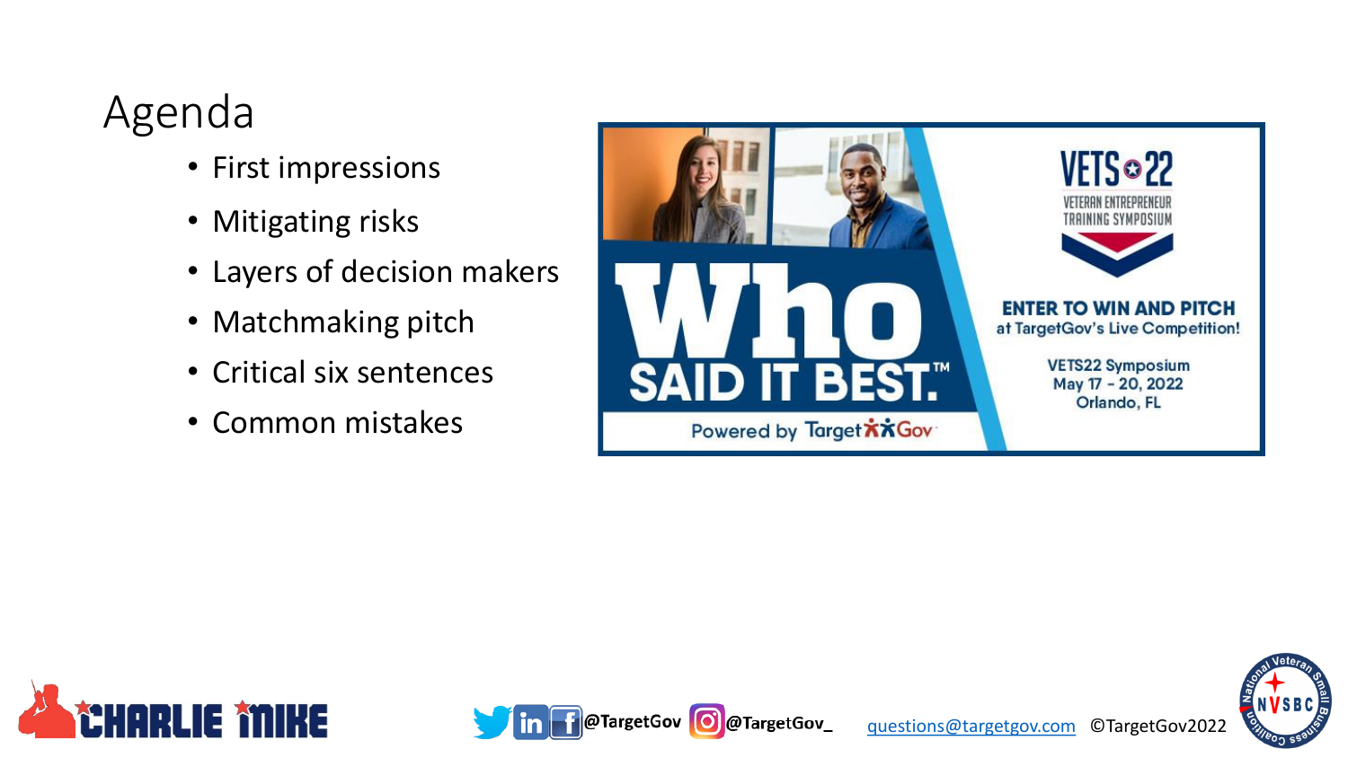# Agenda

- First impressions
- Mitigating risks
- Layers of decision makers
- Matchmaking pitch
- Critical six sentences
- Common mistakes

Who SAID IT BEST.™

Powered by TargetGov

VETS22 VETERAN ENTREPRENEUR TRAINING SYMPOSIUM

ENTER TO WIN AND PITCH at TargetGov's Live Competition!

VETS22 Symposium
May 17 - 20, 2022
Orlando, FL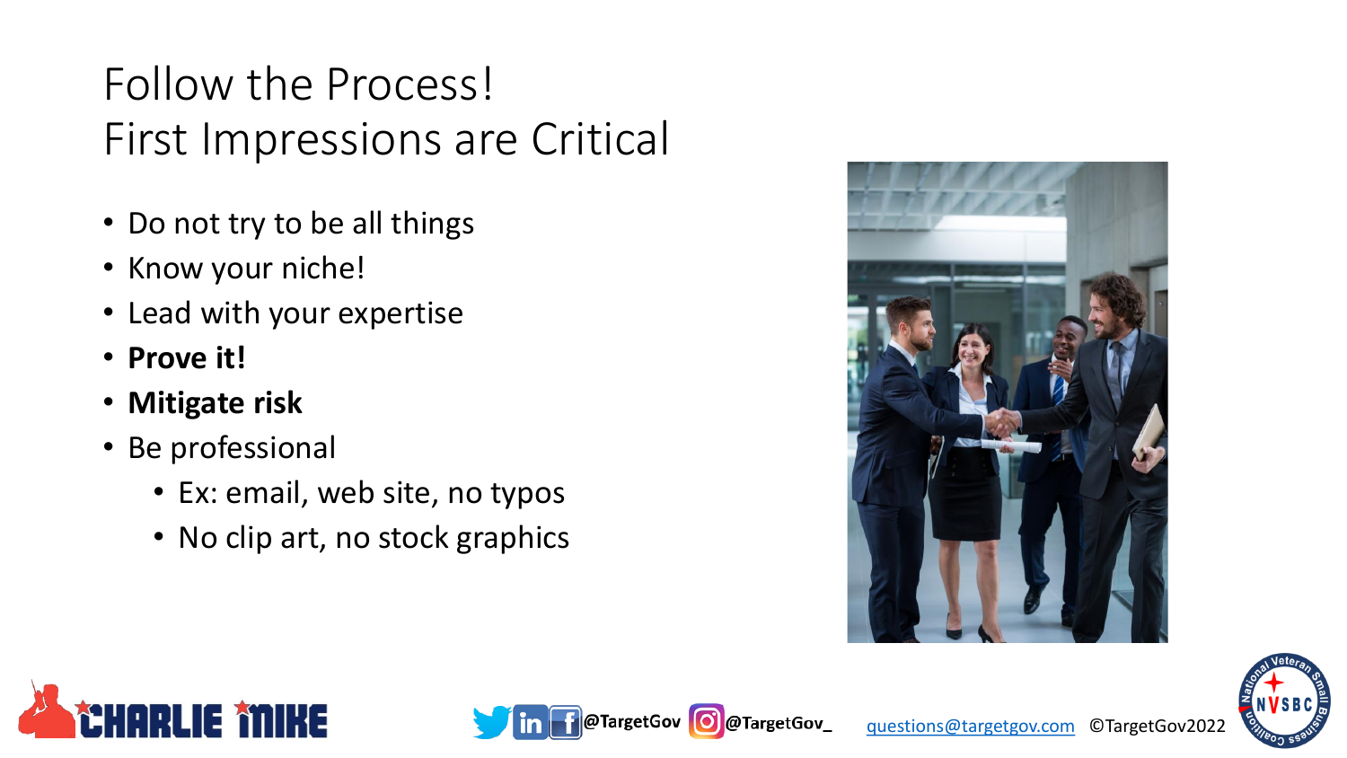# Follow the Process!
# First Impressions are Critical

- Do not try to be all things
- Know your niche!
- Lead with your expertise
- **Prove it!**
- **Mitigate risk**
- Be professional
  - Ex: email, web site, no typos
  - No clip art, no stock graphics

@TargetGov @TargetGov_ questions@targetgov.com ©TargetGov2022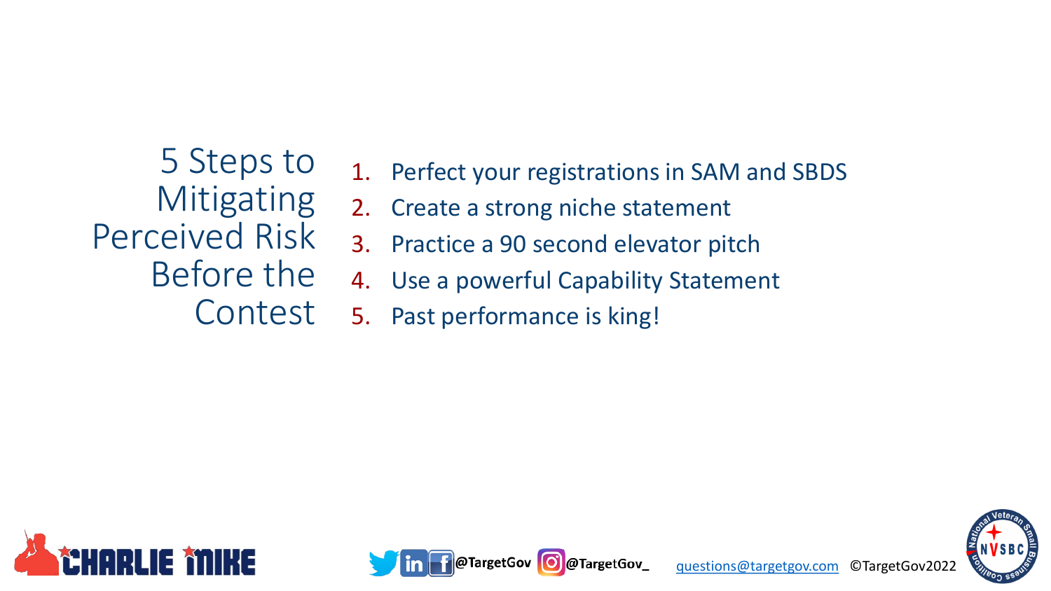# 5 Steps to Mitigating Perceived Risk Before the Contest

1. Perfect your registrations in SAM and SBDS
2. Create a strong niche statement
3. Practice a 90 second elevator pitch
4. Use a powerful Capability Statement
5. Past performance is king!

@TargetGov @TargetGov_ questions@targetgov.com ©TargetGov2022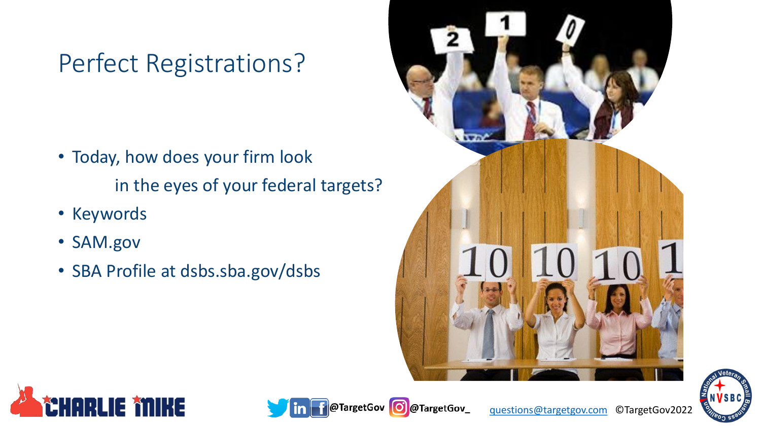# Perfect Registrations?

- Today, how does your firm look in the eyes of your federal targets?
- Keywords
- SAM.gov
- SBA Profile at dsbs.sba.gov/dsbs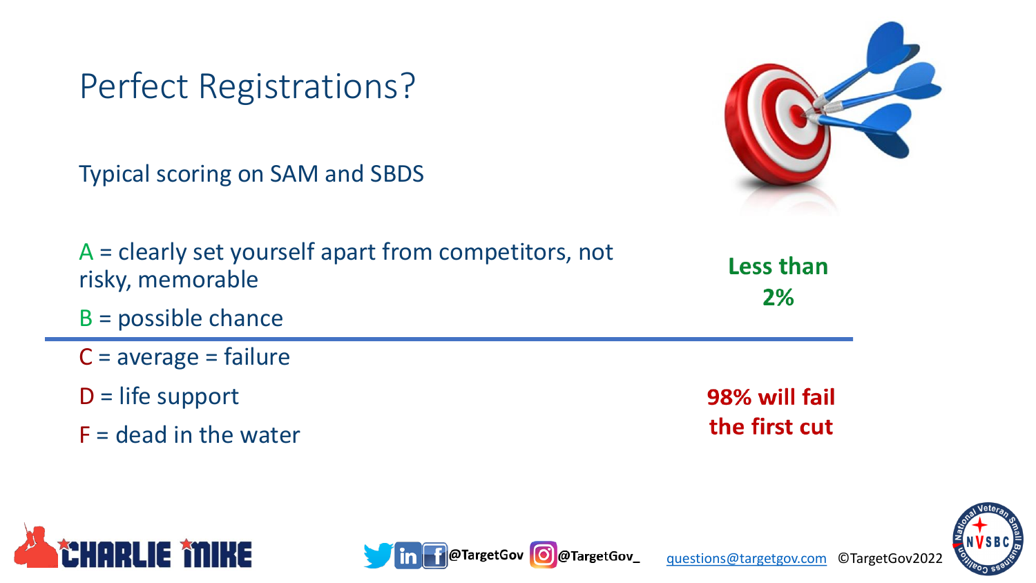# Perfect Registrations?

Typical scoring on SAM and SBDS

A = clearly set yourself apart from competitors, not risky, memorable

B = possible chance

**Less than 2%**

---

C = average = failure

D = life support

F = dead in the water

**98% will fail the first cut**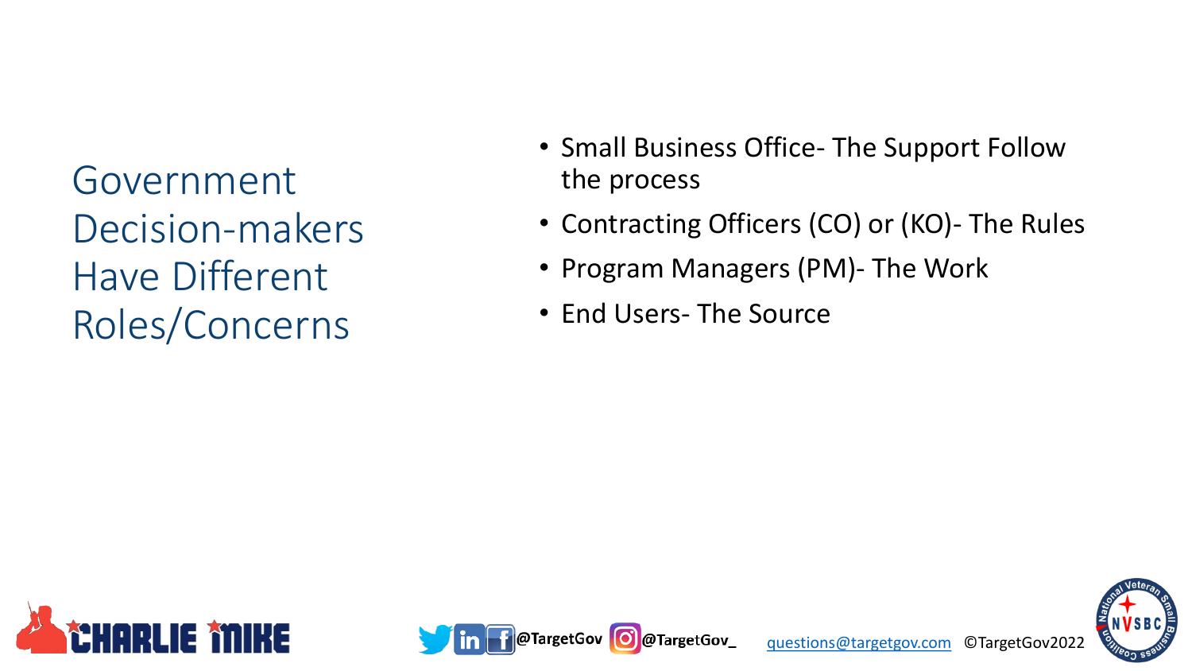# Government Decision-makers Have Different Roles/Concerns

- Small Business Office- The Support Follow the process
- Contracting Officers (CO) or (KO)- The Rules
- Program Managers (PM)- The Work
- End Users- The Source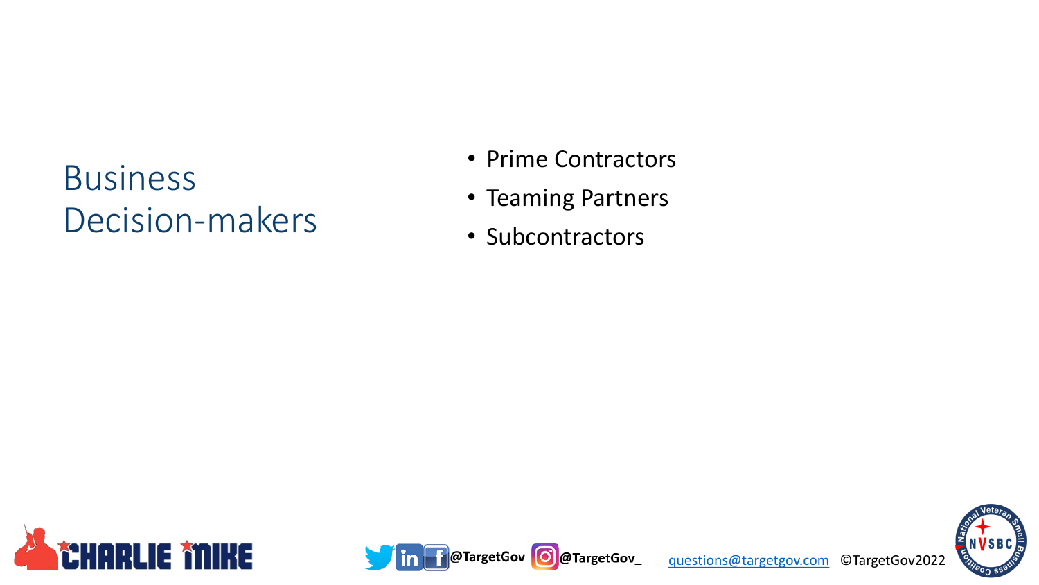# Business Decision-makers

- Prime Contractors
- Teaming Partners
- Subcontractors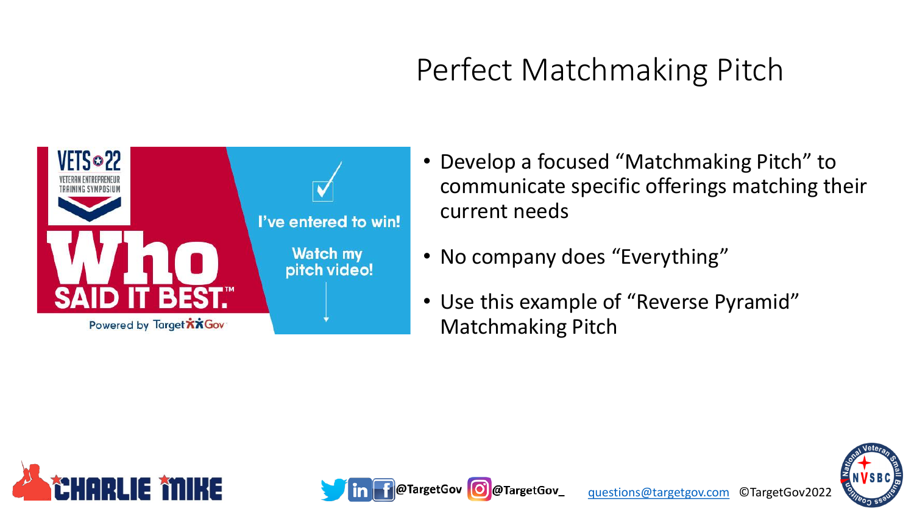# Perfect Matchmaking Pitch

VETS 22 VETERAN ENTREPRENEUR TRAINING SYMPOSIUM

Who SAID IT BEST.™

Powered by TargetGov

I've entered to win!

Watch my pitch video!

- Develop a focused "Matchmaking Pitch" to communicate specific offerings matching their current needs
- No company does "Everything"
- Use this example of "Reverse Pyramid" Matchmaking Pitch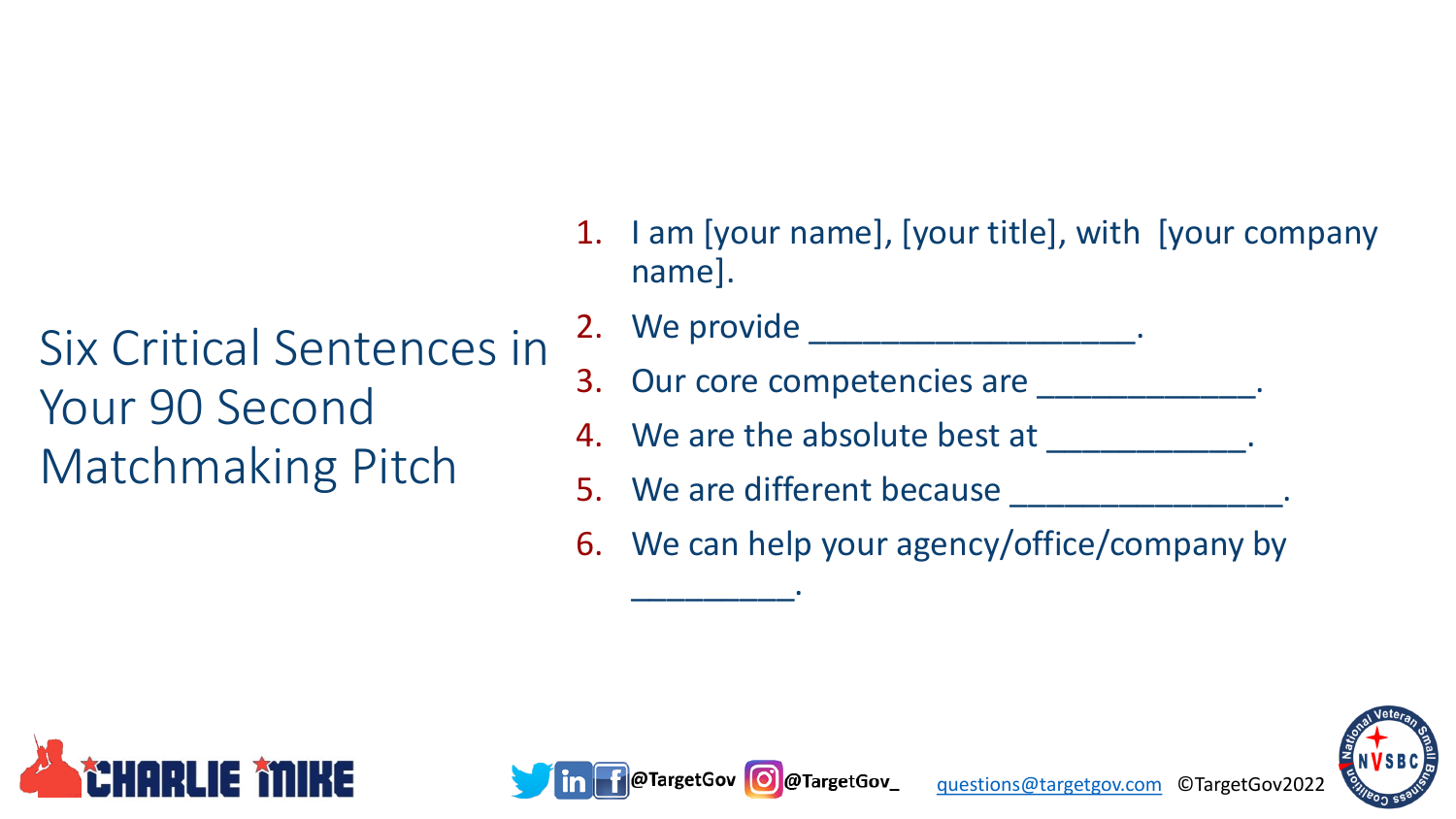# Six Critical Sentences in Your 90 Second Matchmaking Pitch

1. I am [your name], [your title], with [your company name].
2. We provide ___________________.
3. Our core competencies are _____________.
4. We are the absolute best at ____________.
5. We are different because ________________.
6. We can help your agency/office/company by __________.

@TargetGov @TargetGov_ questions@targetgov.com ©TargetGov2022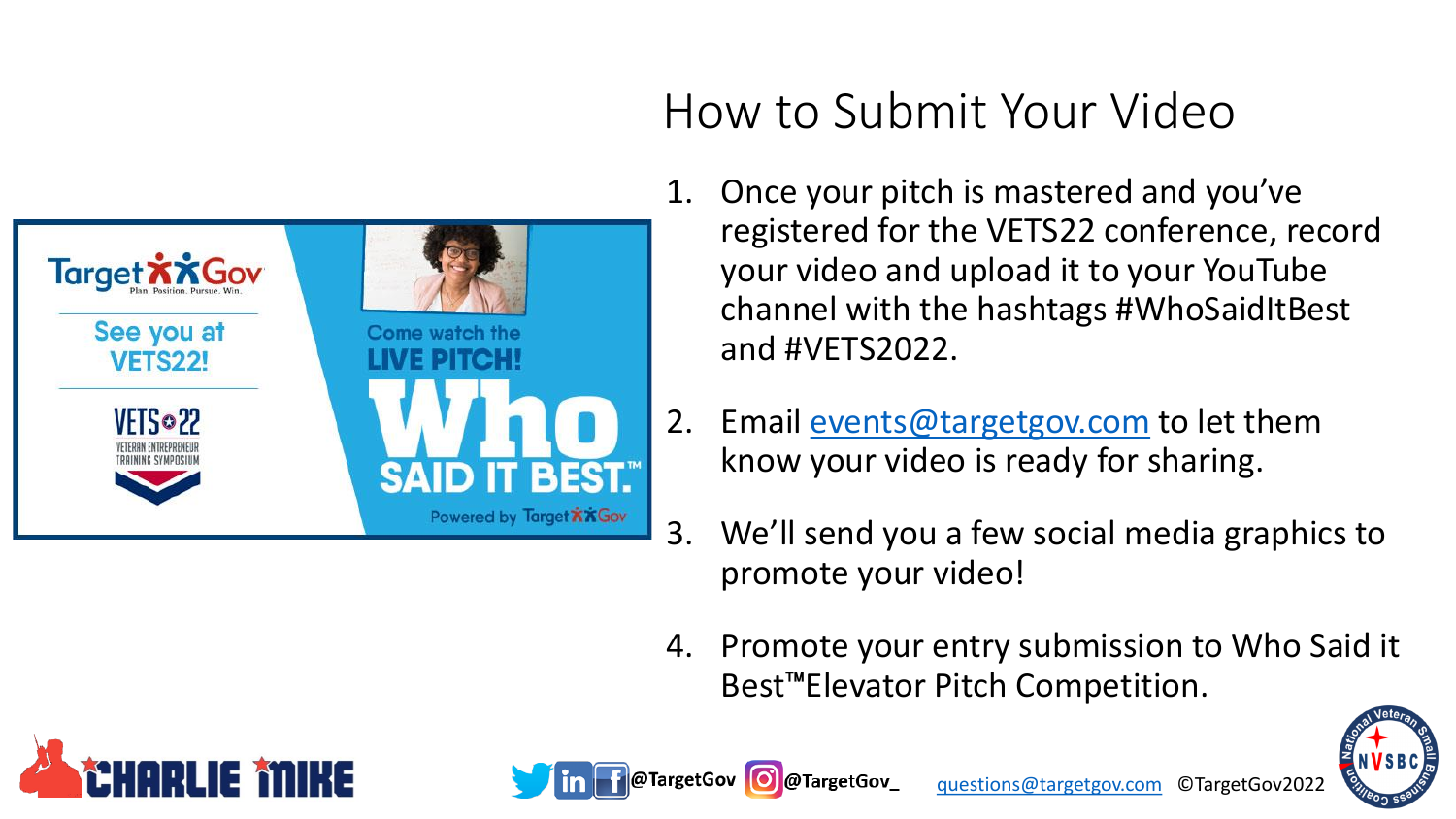# How to Submit Your Video

1. Once your pitch is mastered and you've registered for the VETS22 conference, record your video and upload it to your YouTube channel with the hashtags #WhoSaidItBest and #VETS2022.
2. Email events@targetgov.com to let them know your video is ready for sharing.
3. We'll send you a few social media graphics to promote your video!
4. Promote your entry submission to Who Said it Best™Elevator Pitch Competition.

@TargetGov @TargetGov_ questions@targetgov.com ©TargetGov2022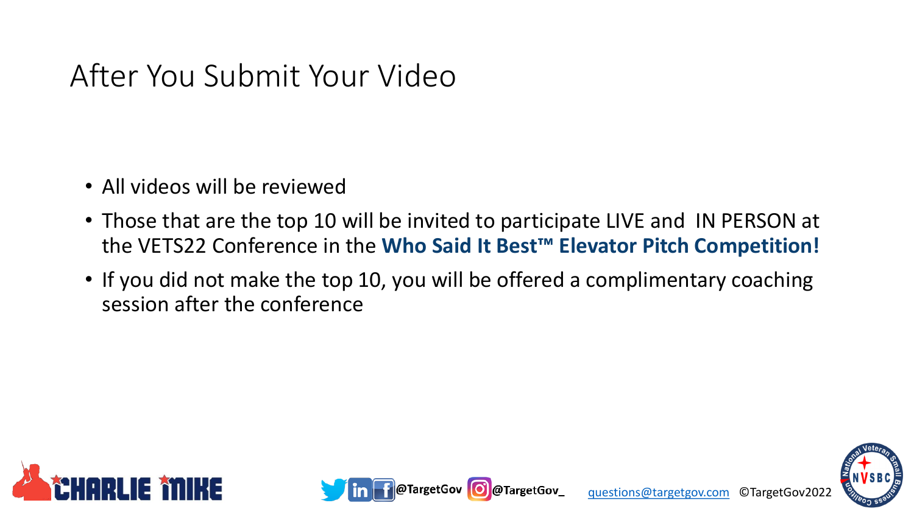# After You Submit Your Video

- All videos will be reviewed
- Those that are the top 10 will be invited to participate LIVE and IN PERSON at the VETS22 Conference in the **Who Said It Best™ Elevator Pitch Competition!**
- If you did not make the top 10, you will be offered a complimentary coaching session after the conference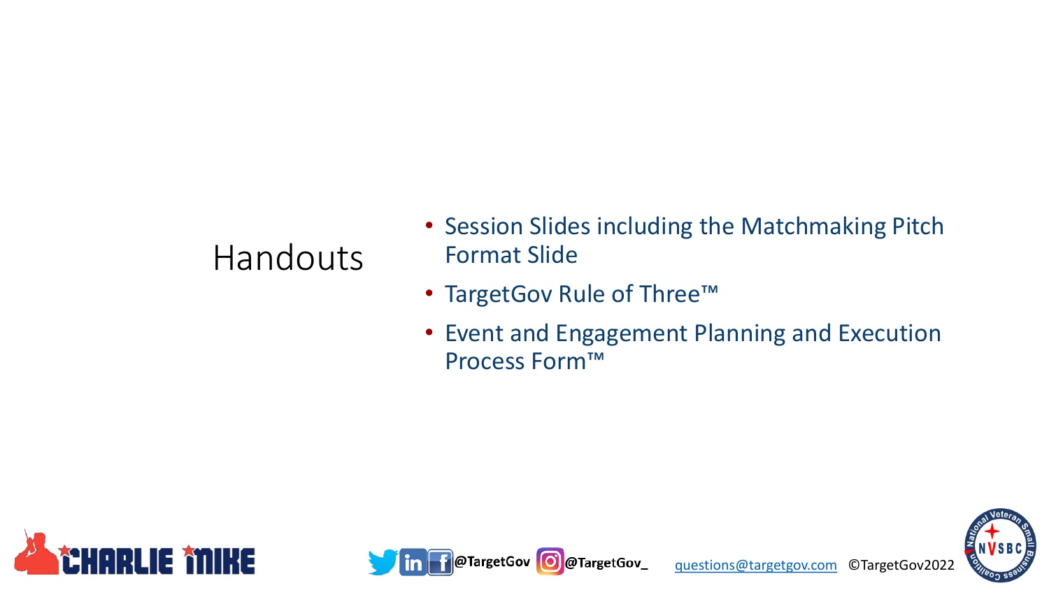# Handouts

- Session Slides including the Matchmaking Pitch Format Slide
- TargetGov Rule of Three™
- Event and Engagement Planning and Execution Process Form™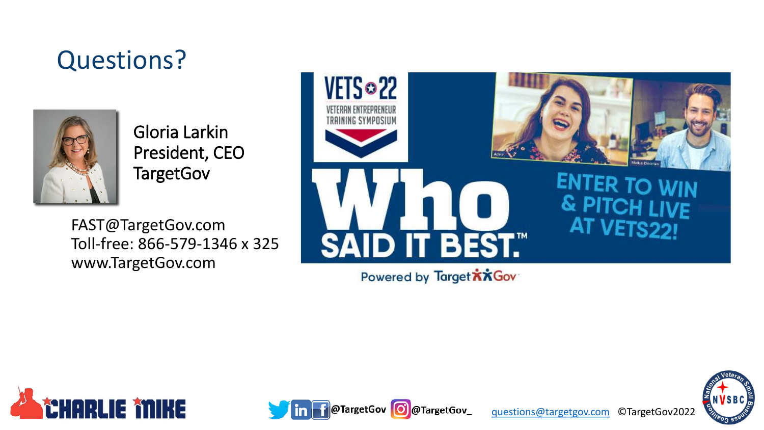# Questions?

Gloria Larkin
President, CEO
TargetGov

FAST@TargetGov.com
Toll-free: 866-579-1346 x 325
www.TargetGov.com

VETS 22
VETERAN ENTREPRENEUR TRAINING SYMPOSIUM

Who SAID IT BEST.™

ENTER TO WIN & PITCH LIVE AT VETS22!

Powered by TargetGov

@TargetGov @TargetGov_ questions@targetgov.com ©TargetGov2022